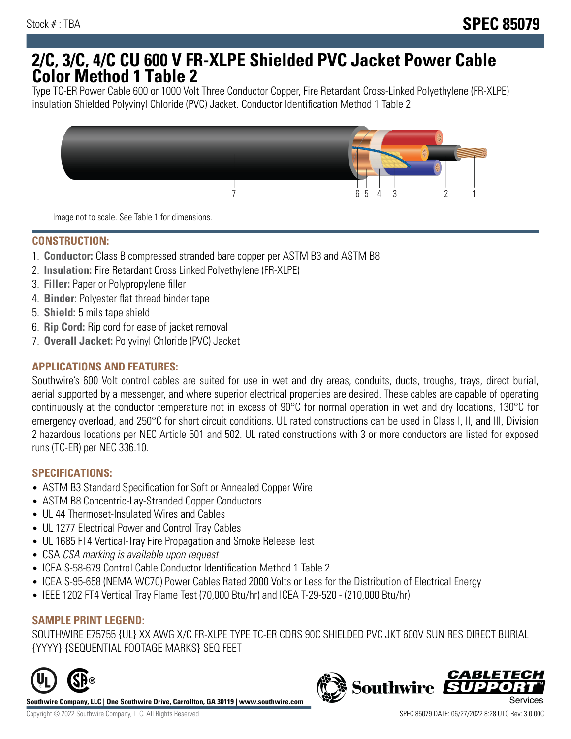Stock # : TBA

# SPEC 85079

# 2/C, 3/C, 4/C CU 600 V FR-XLPE Shielded PVC Jacket Power Cable Color Method 1 Table 2

Type TC-ER Power Cable 600 or 1000 Volt Three Conductor Copper, Fire Retardant Cross-Linked Polyethylene (FR-XLPE) insulation Shielded Polyvinyl Chloride (PVC) Jacket. Conductor Identification Method 1 Table 2

7 6 5 4 3 2 1

Image not to scale. See Table 1 for dimensions.

## CONSTRUCTION:

1. **Conductor:** Class B compressed stranded bare copper per ASTM B3 and ASTM B8
2. **Insulation:** Fire Retardant Cross Linked Polyethylene (FR-XLPE)
3. **Filler:** Paper or Polypropylene filler
4. **Binder:** Polyester flat thread binder tape
5. **Shield:** 5 mils tape shield
6. **Rip Cord:** Rip cord for ease of jacket removal
7. **Overall Jacket:** Polyvinyl Chloride (PVC) Jacket

## APPLICATIONS AND FEATURES:

Southwire's 600 Volt control cables are suited for use in wet and dry areas, conduits, ducts, troughs, trays, direct burial, aerial supported by a messenger, and where superior electrical properties are desired. These cables are capable of operating continuously at the conductor temperature not in excess of 90°C for normal operation in wet and dry locations, 130°C for emergency overload, and 250°C for short circuit conditions. UL rated constructions can be used in Class I, II, and III, Division 2 hazardous locations per NEC Article 501 and 502. UL rated constructions with 3 or more conductors are listed for exposed runs (TC-ER) per NEC 336.10.

## SPECIFICATIONS:

- ASTM B3 Standard Specification for Soft or Annealed Copper Wire
- ASTM B8 Concentric-Lay-Stranded Copper Conductors
- UL 44 Thermoset-Insulated Wires and Cables
- UL 1277 Electrical Power and Control Tray Cables
- UL 1685 FT4 Vertical-Tray Fire Propagation and Smoke Release Test
- CSA *CSA marking is available upon request*
- ICEA S-58-679 Control Cable Conductor Identification Method 1 Table 2
- ICEA S-95-658 (NEMA WC70) Power Cables Rated 2000 Volts or Less for the Distribution of Electrical Energy
- IEEE 1202 FT4 Vertical Tray Flame Test (70,000 Btu/hr) and ICEA T-29-520 - (210,000 Btu/hr)

## SAMPLE PRINT LEGEND:

SOUTHWIRE E75755 {UL} XX AWG X/C FR-XLPE TYPE TC-ER CDRS 90C SHIELDED PVC JKT 600V SUN RES DIRECT BURIAL {YYYY} {SEQUENTIAL FOOTAGE MARKS} SEQ FEET

**Southwire Company, LLC | One Southwire Drive, Carrollton, GA 30119 | www.southwire.com**

Copyright © 2022 Southwire Company, LLC. All Rights Reserved

SPEC 85079 DATE: 06/27/2022 8:28 UTC Rev: 3.0.00C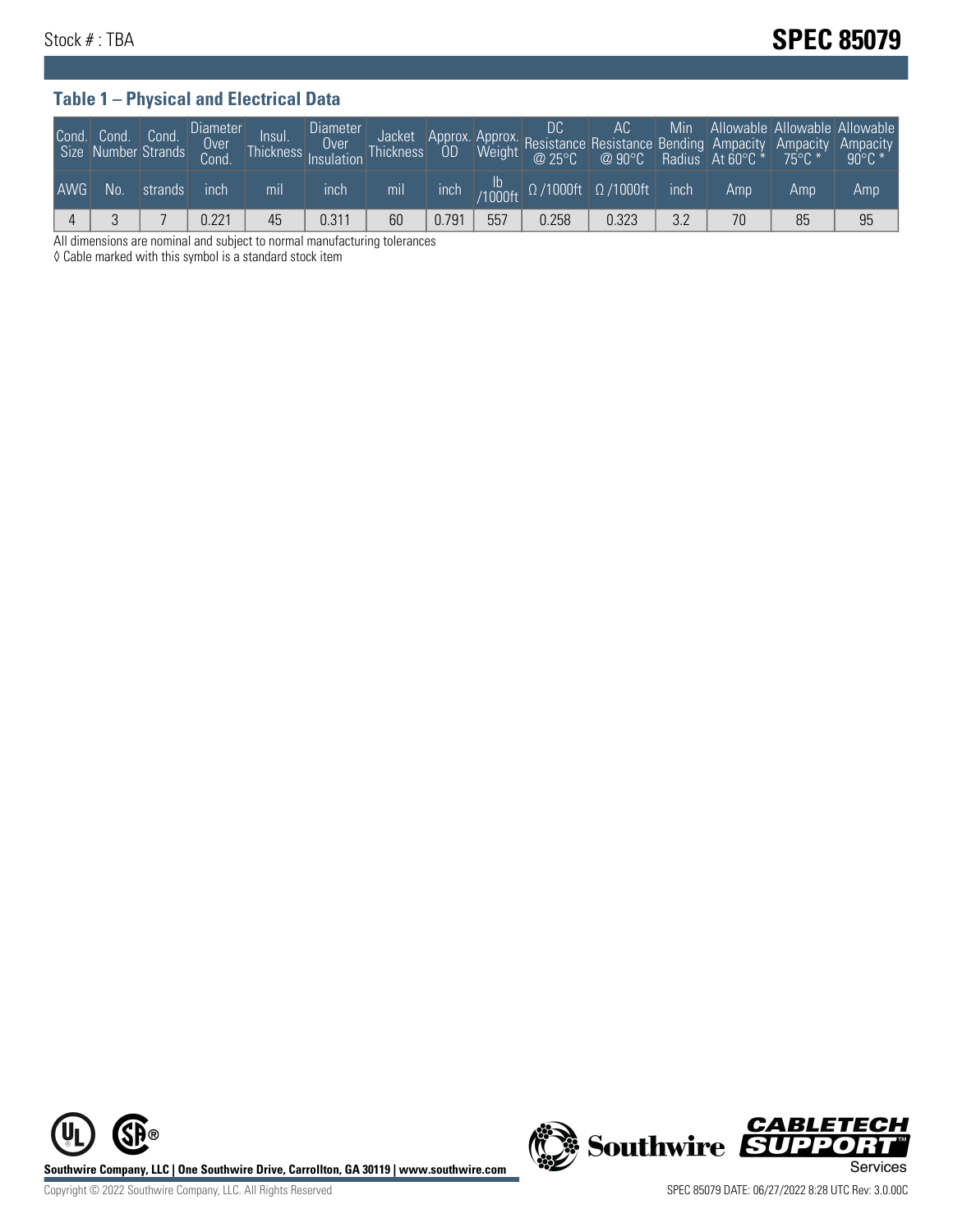## Table 1 – Physical and Electrical Data

| Cond. Size | Cond. Number | Cond. Strands | Diameter Over Cond. | Insul. Thickness | Diameter Over Insulation | Jacket Thickness | Approx. OD | Approx. Weight | DC Resistance @ 25°C | AC Resistance @ 90°C | Min Bending Radius | Allowable Ampacity At 60°C * | Allowable Ampacity 75°C * | Allowable Ampacity 90°C * |
|---|---|---|---|---|---|---|---|---|---|---|---|---|---|---|
| AWG | No. | strands | inch | mil | inch | mil | inch | lb /1000ft | Ω /1000ft | Ω /1000ft | inch | Amp | Amp | Amp |
| 4 | 3 | 7 | 0.221 | 45 | 0.311 | 60 | 0.791 | 557 | 0.258 | 0.323 | 3.2 | 70 | 85 | 95 |

All dimensions are nominal and subject to normal manufacturing tolerances

◊ Cable marked with this symbol is a standard stock item